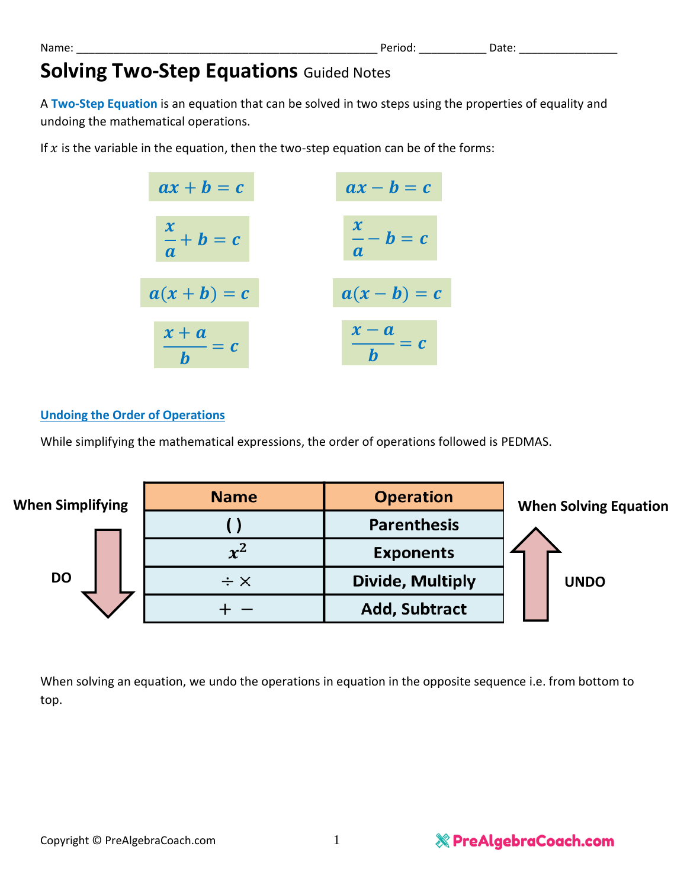Name: ______________________________________________ Period: __________ Date: _______________

# Solving Two-Step Equations Guided Notes

A **Two-Step Equation** is an equation that can be solved in two steps using the properties of equality and undoing the mathematical operations.

If $x$ is the variable in the equation, then the two-step equation can be of the forms:

$$ax + b = c \qquad ax - b = c$$

$$\frac{x}{a} + b = c \qquad \frac{x}{a} - b = c$$

$$a(x + b) = c \qquad a(x - b) = c$$

$$\frac{x + a}{b} = c \qquad \frac{x - a}{b} = c$$

## Undoing the Order of Operations

While simplifying the mathematical expressions, the order of operations followed is PEDMAS.

**When Simplifying** — DO (top to bottom)

**When Solving Equation** — UNDO (bottom to top)

| Name | Operation |
|---|---|
| ( ) | Parenthesis |
| $x^2$ | Exponents |
| $\div \times$ | Divide, Multiply |
| $+ \ -$ | Add, Subtract |

When solving an equation, we undo the operations in equation in the opposite sequence i.e. from bottom to top.

Copyright © PreAlgebraCoach.com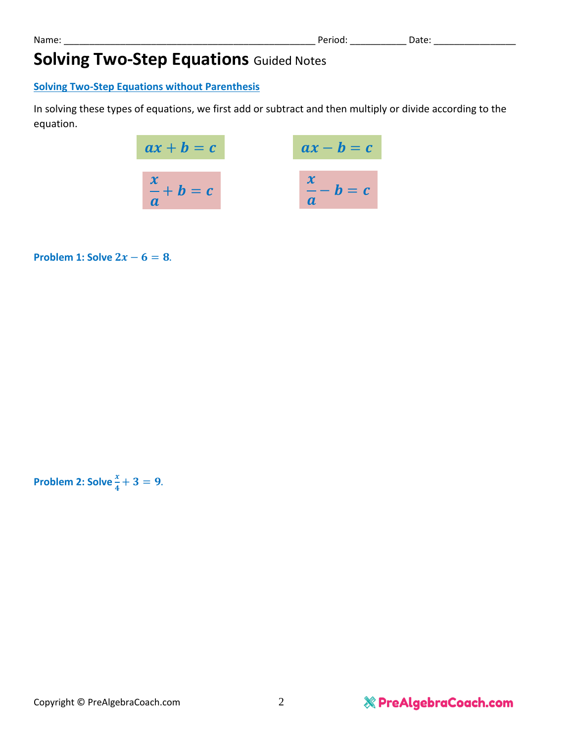Name: ________________________________________________ Period: __________ Date: _______________

# Solving Two-Step Equations Guided Notes

## Solving Two-Step Equations without Parenthesis

In solving these types of equations, we first add or subtract and then multiply or divide according to the equation.

$$ax + b = c \qquad ax - b = c$$

$$\frac{x}{a} + b = c \qquad \frac{x}{a} - b = c$$

**Problem 1: Solve $2x - 6 = 8$.**

**Problem 2: Solve $\frac{x}{4} + 3 = 9$.**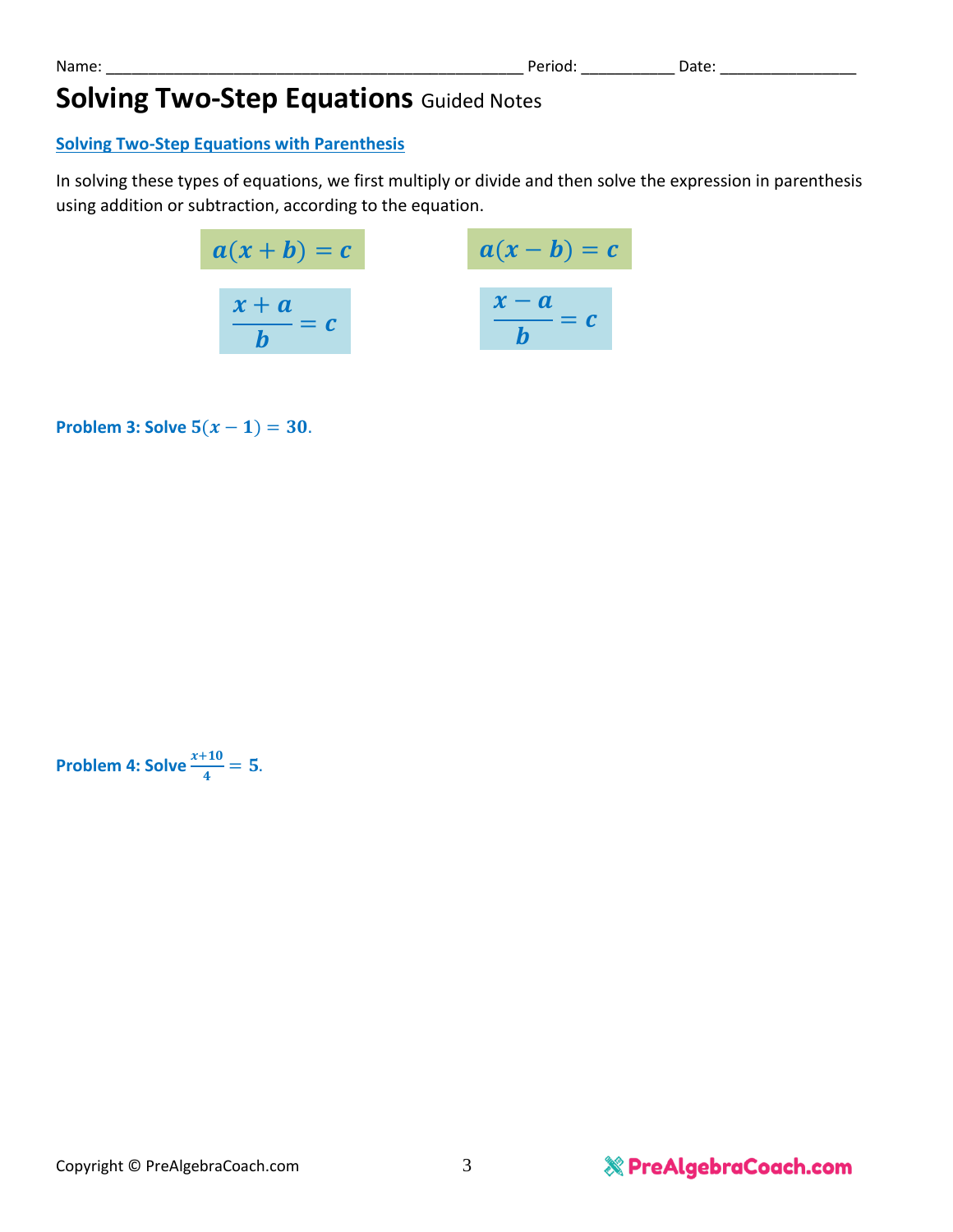Name: _______________________________________________ Period: __________ Date: _______________

# Solving Two-Step Equations Guided Notes

## Solving Two-Step Equations with Parenthesis

In solving these types of equations, we first multiply or divide and then solve the expression in parenthesis using addition or subtraction, according to the equation.

$$a(x + b) = c \qquad a(x - b) = c$$

$$\frac{x + a}{b} = c \qquad \frac{x - a}{b} = c$$

**Problem 3: Solve $5(x - 1) = 30$.**

**Problem 4: Solve $\frac{x+10}{4} = 5$.**

Copyright © PreAlgebraCoach.com